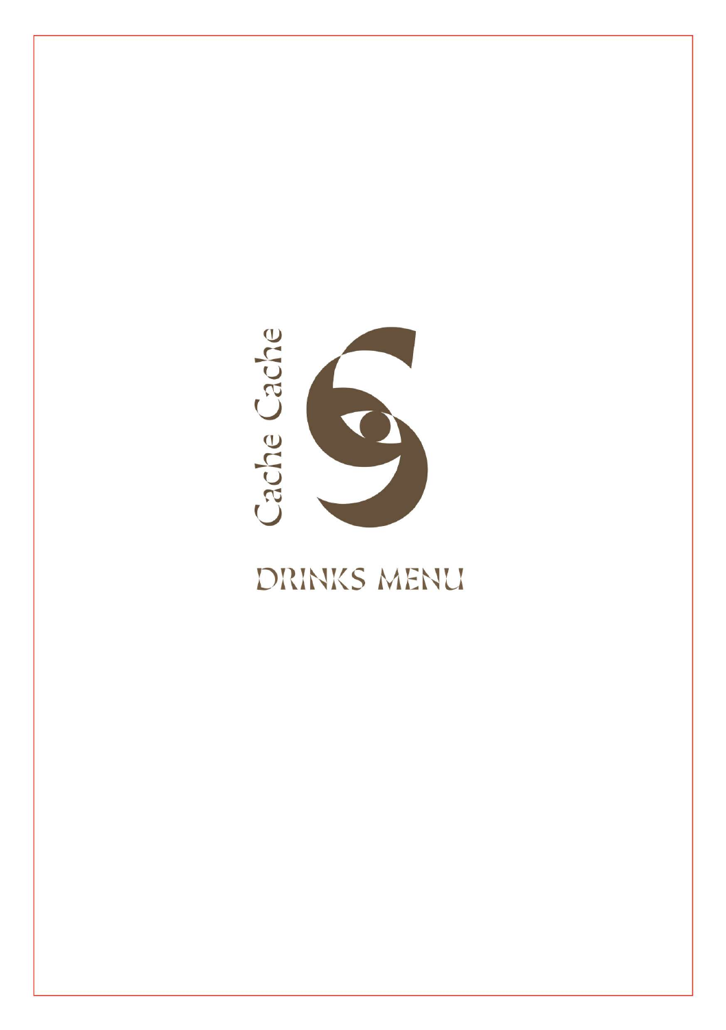Cache Cache

# DRINKS MENU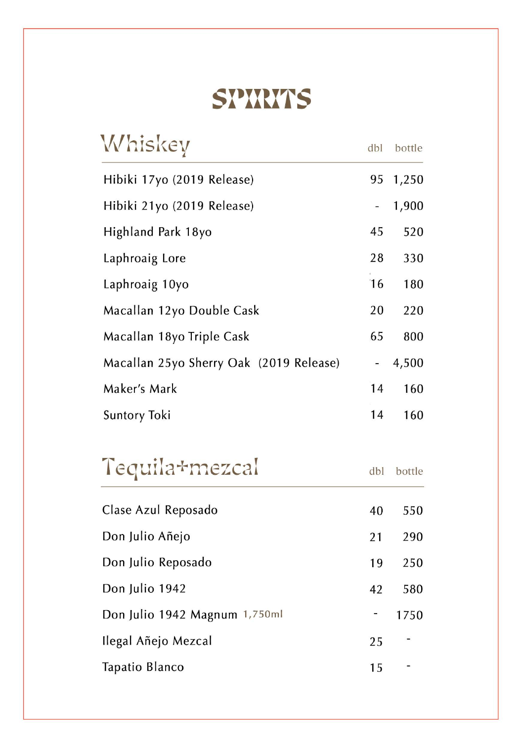# SPIRITS

## Whiskey

| Whiskey | dbl | bottle |
|---|---|---|
| Hibiki 17yo (2019 Release) | 95 | 1,250 |
| Hibiki 21yo (2019 Release) | - | 1,900 |
| Highland Park 18yo | 45 | 520 |
| Laphroaig Lore | 28 | 330 |
| Laphroaig 10yo | 16 | 180 |
| Macallan 12yo Double Cask | 20 | 220 |
| Macallan 18yo Triple Cask | 65 | 800 |
| Macallan 25yo Sherry Oak (2019 Release) | - | 4,500 |
| Maker's Mark | 14 | 160 |
| Suntory Toki | 14 | 160 |

## Tequila+mezcal

| Tequila+mezcal | dbl | bottle |
|---|---|---|
| Clase Azul Reposado | 40 | 550 |
| Don Julio Añejo | 21 | 290 |
| Don Julio Reposado | 19 | 250 |
| Don Julio 1942 | 42 | 580 |
| Don Julio 1942 Magnum 1,750ml | - | 1750 |
| Ilegal Añejo Mezcal | 25 | - |
| Tapatio Blanco | 15 | - |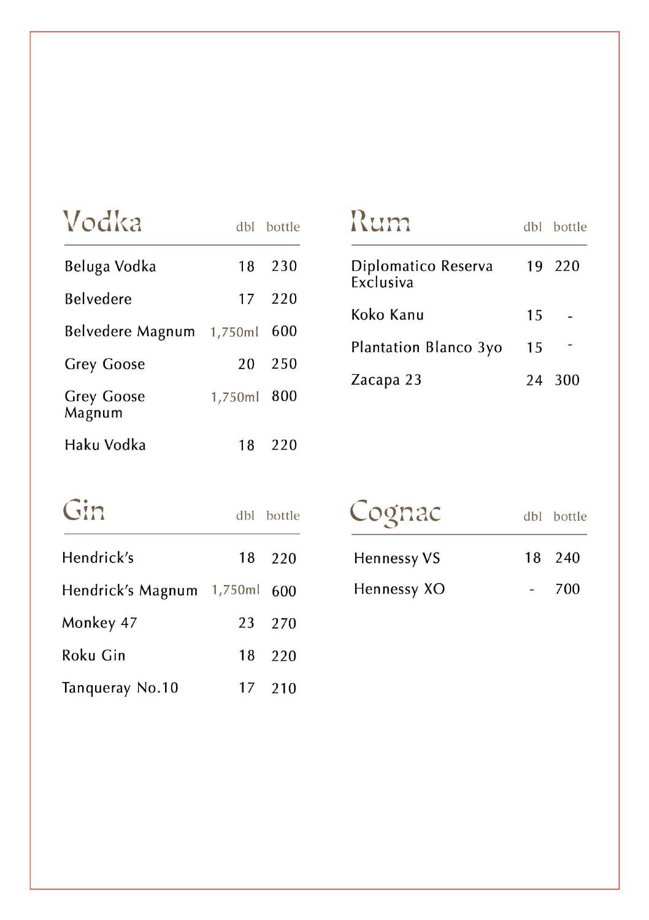## Vodka

| | dbl | bottle |
|---|---|---|
| Beluga Vodka | 18 | 230 |
| Belvedere | 17 | 220 |
| Belvedere Magnum | 1,750ml | 600 |
| Grey Goose | 20 | 250 |
| Grey Goose Magnum | 1,750ml | 800 |
| Haku Vodka | 18 | 220 |

## Rum

| | dbl | bottle |
|---|---|---|
| Diplomatico Reserva Exclusiva | 19 | 220 |
| Koko Kanu | 15 | - |
| Plantation Blanco 3yo | 15 | - |
| Zacapa 23 | 24 | 300 |

## Gin

| | dbl | bottle |
|---|---|---|
| Hendrick's | 18 | 220 |
| Hendrick's Magnum | 1,750ml | 600 |
| Monkey 47 | 23 | 270 |
| Roku Gin | 18 | 220 |
| Tanqueray No.10 | 17 | 210 |

## Cognac

| | dbl | bottle |
|---|---|---|
| Hennessy VS | 18 | 240 |
| Hennessy XO | - | 700 |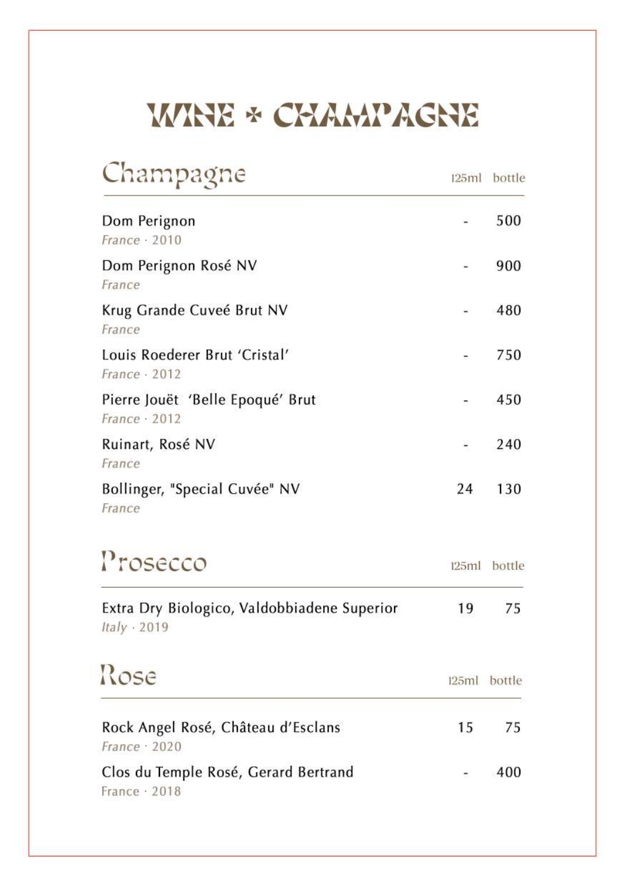# WINE * CHAMPAGNE

## Champagne

| | 125ml | bottle |
|---|---|---|
| Dom Perignon<br>*France · 2010* | - | 500 |
| Dom Perignon Rosé NV<br>*France* | - | 900 |
| Krug Grande Cuveé Brut NV<br>*France* | - | 480 |
| Louis Roederer Brut 'Cristal'<br>*France · 2012* | - | 750 |
| Pierre Jouët 'Belle Epoqué' Brut<br>*France · 2012* | - | 450 |
| Ruinart, Rosé NV<br>*France* | - | 240 |
| Bollinger, "Special Cuvée" NV<br>*France* | 24 | 130 |

## Prosecco

| | 125ml | bottle |
|---|---|---|
| Extra Dry Biologico, Valdobbiadene Superior<br>*Italy · 2019* | 19 | 75 |

## Rose

| | 125ml | bottle |
|---|---|---|
| Rock Angel Rosé, Château d'Esclans<br>*France · 2020* | 15 | 75 |
| Clos du Temple Rosé, Gerard Bertrand<br>France · 2018 | - | 400 |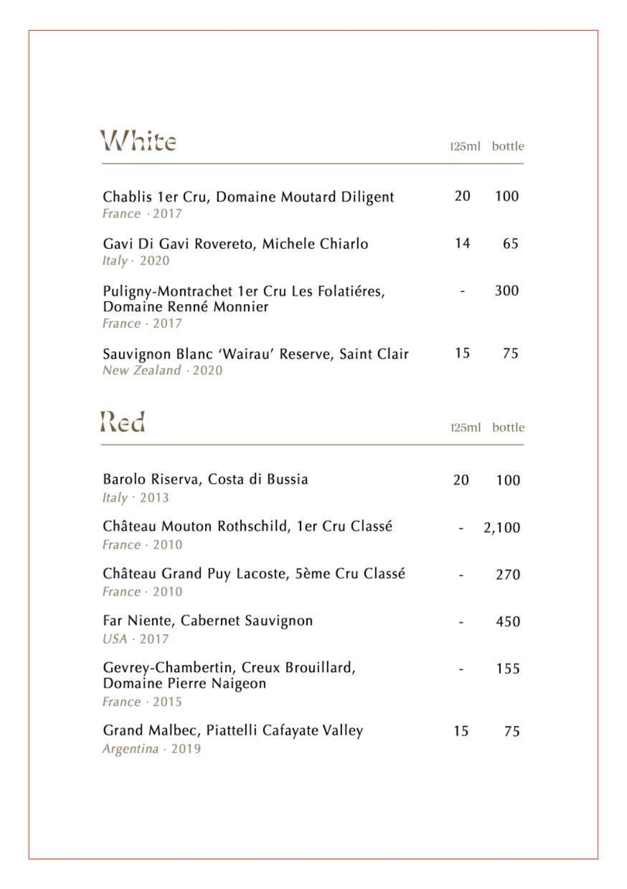## White

| | 125ml | bottle |
|---|---|---|
| Chablis 1er Cru, Domaine Moutard Diligent<br>*France* · 2017 | 20 | 100 |
| Gavi Di Gavi Rovereto, Michele Chiarlo<br>*Italy* · 2020 | 14 | 65 |
| Puligny-Montrachet 1er Cru Les Folatiéres, Domaine Renné Monnier<br>*France* · 2017 | - | 300 |
| Sauvignon Blanc 'Wairau' Reserve, Saint Clair<br>*New Zealand* · 2020 | 15 | 75 |

## Red

| | 125ml | bottle |
|---|---|---|
| Barolo Riserva, Costa di Bussia<br>*Italy* · 2013 | 20 | 100 |
| Château Mouton Rothschild, 1er Cru Classé<br>*France* · 2010 | - | 2,100 |
| Château Grand Puy Lacoste, 5ème Cru Classé<br>*France* · 2010 | - | 270 |
| Far Niente, Cabernet Sauvignon<br>*USA* · 2017 | - | 450 |
| Gevrey-Chambertin, Creux Brouillard, Domaine Pierre Naigeon<br>*France* · 2015 | - | 155 |
| Grand Malbec, Piattelli Cafayate Valley<br>*Argentina* · 2019 | 15 | 75 |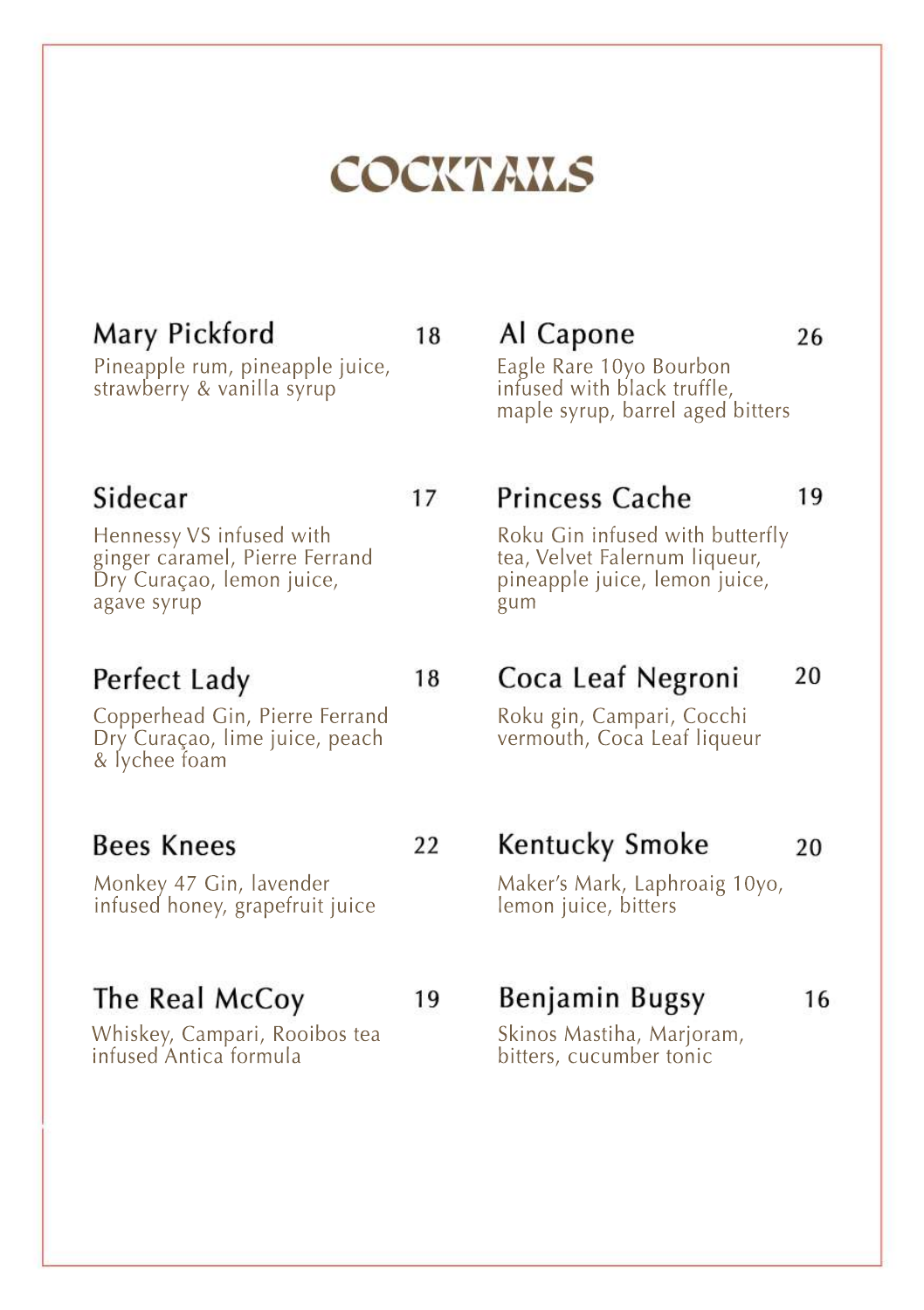# COCKTAILS

### Mary Pickford 18

Pineapple rum, pineapple juice, strawberry & vanilla syrup

### Sidecar 17

Hennessy VS infused with ginger caramel, Pierre Ferrand Dry Curaçao, lemon juice, agave syrup

### Perfect Lady 18

Copperhead Gin, Pierre Ferrand Dry Curaçao, lime juice, peach & lychee foam

### Bees Knees 22

Monkey 47 Gin, lavender infused honey, grapefruit juice

### The Real McCoy 19

Whiskey, Campari, Rooibos tea infused Antica formula

### Al Capone 26

Eagle Rare 10yo Bourbon infused with black truffle, maple syrup, barrel aged bitters

### Princess Cache 19

Roku Gin infused with butterfly tea, Velvet Falernum liqueur, pineapple juice, lemon juice, gum

### Coca Leaf Negroni 20

Roku gin, Campari, Cocchi vermouth, Coca Leaf liqueur

### Kentucky Smoke 20

Maker's Mark, Laphroaig 10yo, lemon juice, bitters

### Benjamin Bugsy 16

Skinos Mastiha, Marjoram, bitters, cucumber tonic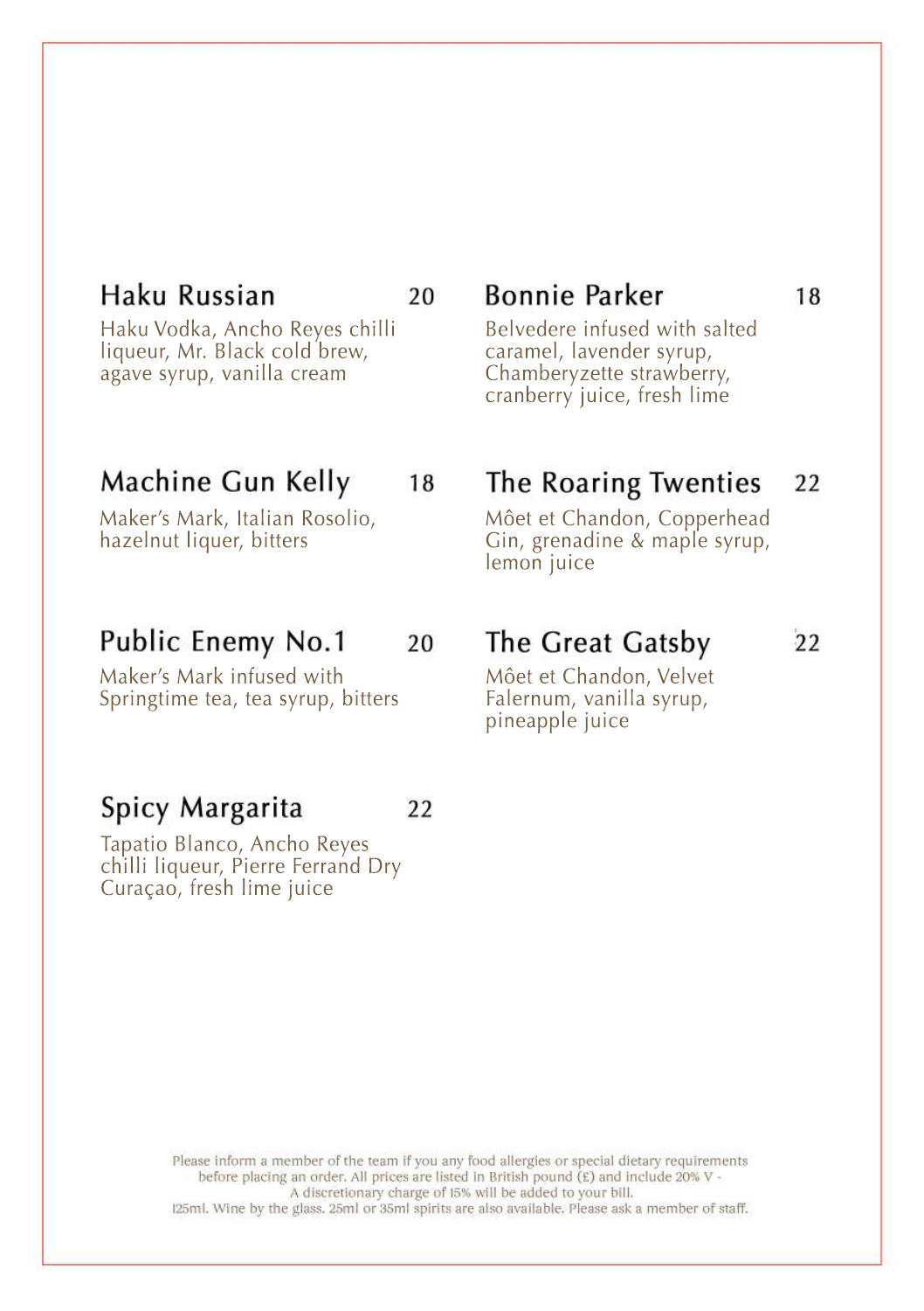### Haku Russian 20

Haku Vodka, Ancho Reyes chilli liqueur, Mr. Black cold brew, agave syrup, vanilla cream

### Machine Gun Kelly 18

Maker's Mark, Italian Rosolio, hazelnut liquer, bitters

### Public Enemy No.1 20

Maker's Mark infused with Springtime tea, tea syrup, bitters

### Spicy Margarita 22

Tapatio Blanco, Ancho Reyes chilli liqueur, Pierre Ferrand Dry Curaçao, fresh lime juice

### Bonnie Parker 18

Belvedere infused with salted caramel, lavender syrup, Chamberyzette strawberry, cranberry juice, fresh lime

### The Roaring Twenties 22

Môet et Chandon, Copperhead Gin, grenadine & maple syrup, lemon juice

### The Great Gatsby 22

Môet et Chandon, Velvet Falernum, vanilla syrup, pineapple juice

Please inform a member of the team if you any food allergies or special dietary requirements before placing an order. All prices are listed in British pound (£) and include 20% V - A discretionary charge of 15% will be added to your bill.
125ml. Wine by the glass. 25ml or 35ml spirits are also available. Please ask a member of staff.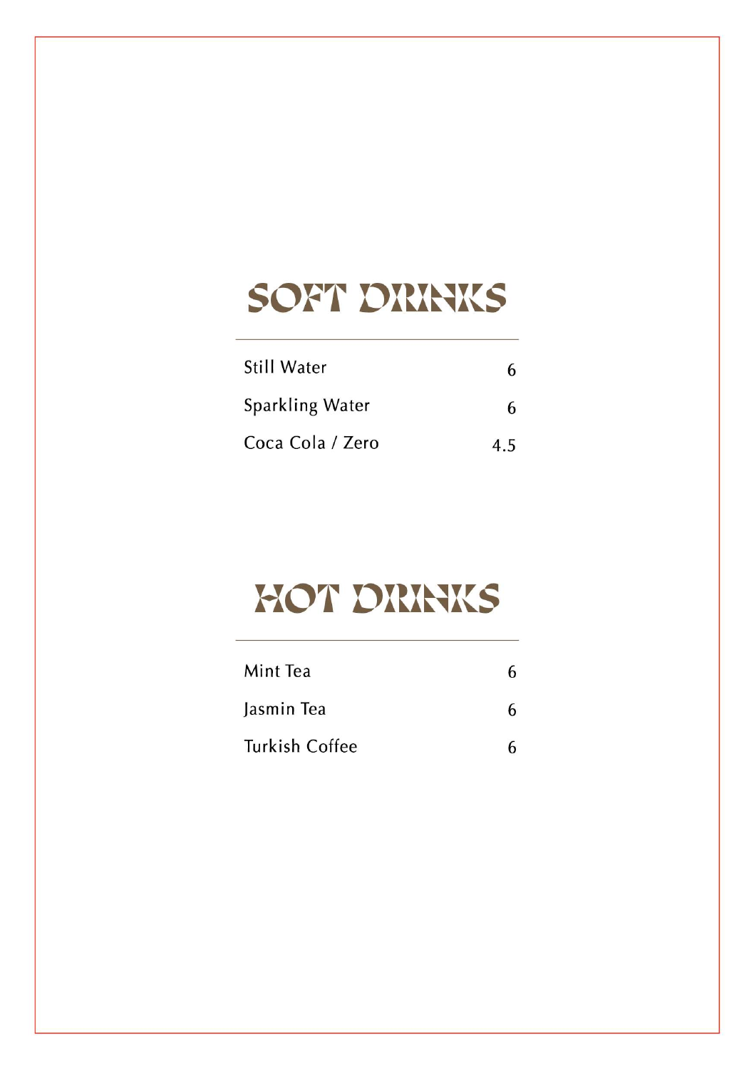# SOFT DRINKS

| | |
|---|---|
| Still Water | 6 |
| Sparkling Water | 6 |
| Coca Cola / Zero | 4.5 |

# HOT DRINKS

| | |
|---|---|
| Mint Tea | 6 |
| Jasmin Tea | 6 |
| Turkish Coffee | 6 |